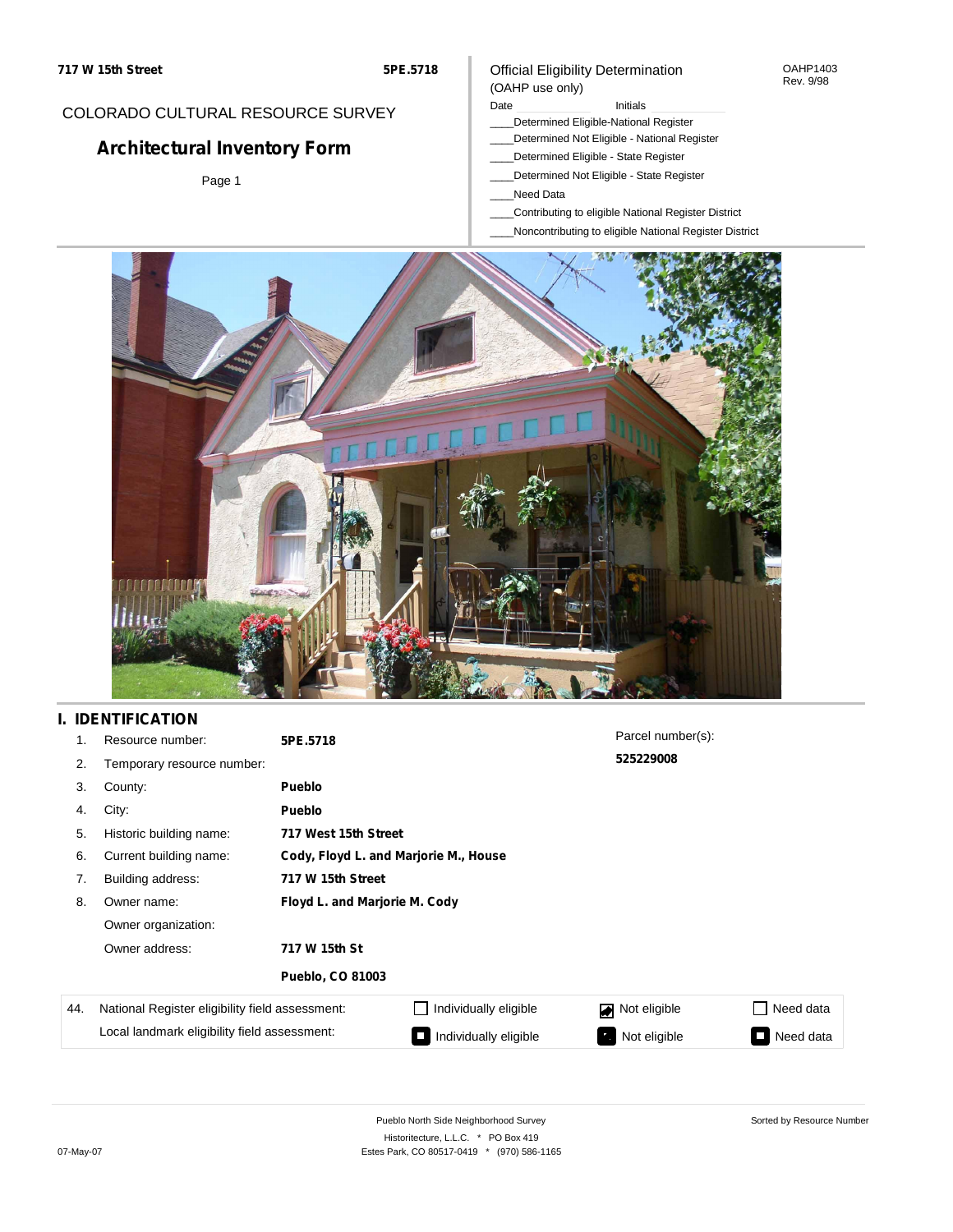**717 W 15th Street** **5PE.5718**

COLORADO CULTURAL RESOURCE SURVEY

# Architectural Inventory Form

Page 1

Official Eligibility Determination
(OAHP use only)

OAHP1403
Rev. 9/98

Date Initials

____Determined Eligible-National Register
____Determined Not Eligible - National Register
____Determined Eligible - State Register
____Determined Not Eligible - State Register
____Need Data
____Contributing to eligible National Register District
____Noncontributing to eligible National Register District

## I. IDENTIFICATION

1. Resource number: **5PE.5718**
2. Temporary resource number:
3. County: **Pueblo**
4. City: **Pueblo**
5. Historic building name: **717 West 15th Street**
6. Current building name: **Cody, Floyd L. and Marjorie M., House**
7. Building address: **717 W 15th Street**
8. Owner name: **Floyd L. and Marjorie M. Cody**

   Owner organization:

   Owner address: **717 W 15th St**

   **Pueblo, CO 81003**

Parcel number(s): **525229008**

| 44. | | | | |
|---|---|---|---|---|
| National Register eligibility field assessment: | ☐ Individually eligible | ☑ Not eligible | ☐ Need data |
| Local landmark eligibility field assessment: | ☐ Individually eligible | ☐ Not eligible | ☐ Need data |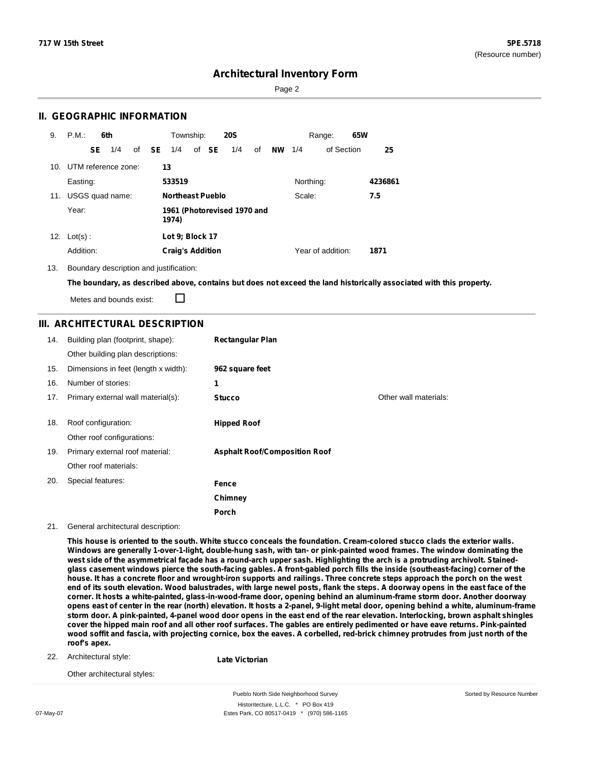## Architectural Inventory Form

## II. GEOGRAPHIC INFORMATION

9. P.M.: **6th** Township: **20S** Range: **65W**

**SE** 1/4 of **SE** 1/4 of **SE** 1/4 of **NW** 1/4 of Section **25**

10. UTM reference zone: **13**

Easting: **533519** Northing: **4236861**

11. USGS quad name: **Northeast Pueblo** Scale: **7.5**

Year: **1961 (Photorevised 1970 and 1974)**

12. Lot(s) : **Lot 9; Block 17**

Addition: **Craig's Addition** Year of addition: **1871**

13. Boundary description and justification:

**The boundary, as described above, contains but does not exceed the land historically associated with this property.**

Metes and bounds exist: ☐

## III. ARCHITECTURAL DESCRIPTION

14. Building plan (footprint, shape): **Rectangular Plan**

Other building plan descriptions:

15. Dimensions in feet (length x width): **962 square feet**

16. Number of stories: **1**

17. Primary external wall material(s): **Stucco** Other wall materials:

18. Roof configuration: **Hipped Roof**

Other roof configurations:

19. Primary external roof material: **Asphalt Roof/Composition Roof**

Other roof materials:

20. Special features: **Fence**, **Chimney**, **Porch**

21. General architectural description:

**This house is oriented to the south. White stucco conceals the foundation. Cream-colored stucco clads the exterior walls. Windows are generally 1-over-1-light, double-hung sash, with tan- or pink-painted wood frames. The window dominating the west side of the asymmetrical façade has a round-arch upper sash. Highlighting the arch is a protruding archivolt. Stained-glass casement windows pierce the south-facing gables. A front-gabled porch fills the inside (southeast-facing) corner of the house. It has a concrete floor and wrought-iron supports and railings. Three concrete steps approach the porch on the west end of its south elevation. Wood balustrades, with large newel posts, flank the steps. A doorway opens in the east face of the corner. It hosts a white-painted, glass-in-wood-frame door, opening behind an aluminum-frame storm door. Another doorway opens east of center in the rear (north) elevation. It hosts a 2-panel, 9-light metal door, opening behind a white, aluminum-frame storm door. A pink-painted, 4-panel wood door opens in the east end of the rear elevation. Interlocking, brown asphalt shingles cover the hipped main roof and all other roof surfaces. The gables are entirely pedimented or have eave returns. Pink-painted wood soffit and fascia, with projecting cornice, box the eaves. A corbelled, red-brick chimney protrudes from just north of the roof's apex.**

22. Architectural style: **Late Victorian**

Other architectural styles: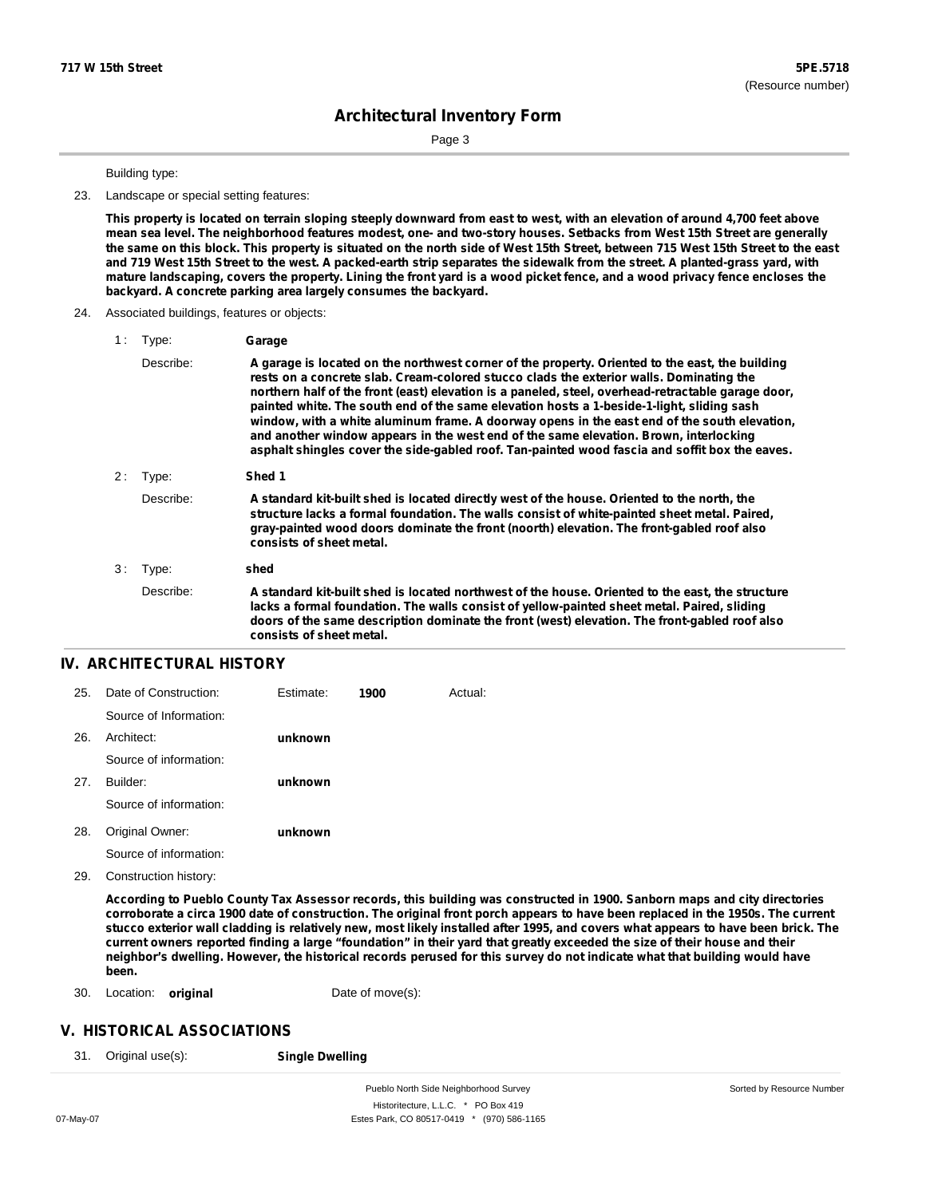Building type:

23. Landscape or special setting features:

**This property is located on terrain sloping steeply downward from east to west, with an elevation of around 4,700 feet above mean sea level. The neighborhood features modest, one- and two-story houses. Setbacks from West 15th Street are generally the same on this block. This property is situated on the north side of West 15th Street, between 715 West 15th Street to the east and 719 West 15th Street to the west. A packed-earth strip separates the sidewalk from the street. A planted-grass yard, with mature landscaping, covers the property. Lining the front yard is a wood picket fence, and a wood privacy fence encloses the backyard. A concrete parking area largely consumes the backyard.**

24. Associated buildings, features or objects:

1 : Type: **Garage**

Describe: **A garage is located on the northwest corner of the property. Oriented to the east, the building rests on a concrete slab. Cream-colored stucco clads the exterior walls. Dominating the northern half of the front (east) elevation is a paneled, steel, overhead-retractable garage door, painted white. The south end of the same elevation hosts a 1-beside-1-light, sliding sash window, with a white aluminum frame. A doorway opens in the east end of the south elevation, and another window appears in the west end of the same elevation. Brown, interlocking asphalt shingles cover the side-gabled roof. Tan-painted wood fascia and soffit box the eaves.**

2 : Type: **Shed 1**

Describe: **A standard kit-built shed is located directly west of the house. Oriented to the north, the structure lacks a formal foundation. The walls consist of white-painted sheet metal. Paired, gray-painted wood doors dominate the front (noorth) elevation. The front-gabled roof also consists of sheet metal.**

3 : Type: **shed**

Describe: **A standard kit-built shed is located northwest of the house. Oriented to the east, the structure lacks a formal foundation. The walls consist of yellow-painted sheet metal. Paired, sliding doors of the same description dominate the front (west) elevation. The front-gabled roof also consists of sheet metal.**

## IV. ARCHITECTURAL HISTORY

25. Date of Construction: Estimate: **1900** Actual:

Source of Information:

26. Architect: **unknown**

Source of information:

27. Builder: **unknown**

Source of information:

28. Original Owner: **unknown**

Source of information:

29. Construction history:

**According to Pueblo County Tax Assessor records, this building was constructed in 1900. Sanborn maps and city directories corroborate a circa 1900 date of construction. The original front porch appears to have been replaced in the 1950s. The current stucco exterior wall cladding is relatively new, most likely installed after 1995, and covers what appears to have been brick. The current owners reported finding a large "foundation" in their yard that greatly exceeded the size of their house and their neighbor's dwelling. However, the historical records perused for this survey do not indicate what that building would have been.**

30. Location: **original** Date of move(s):

## V. HISTORICAL ASSOCIATIONS

31. Original use(s): **Single Dwelling**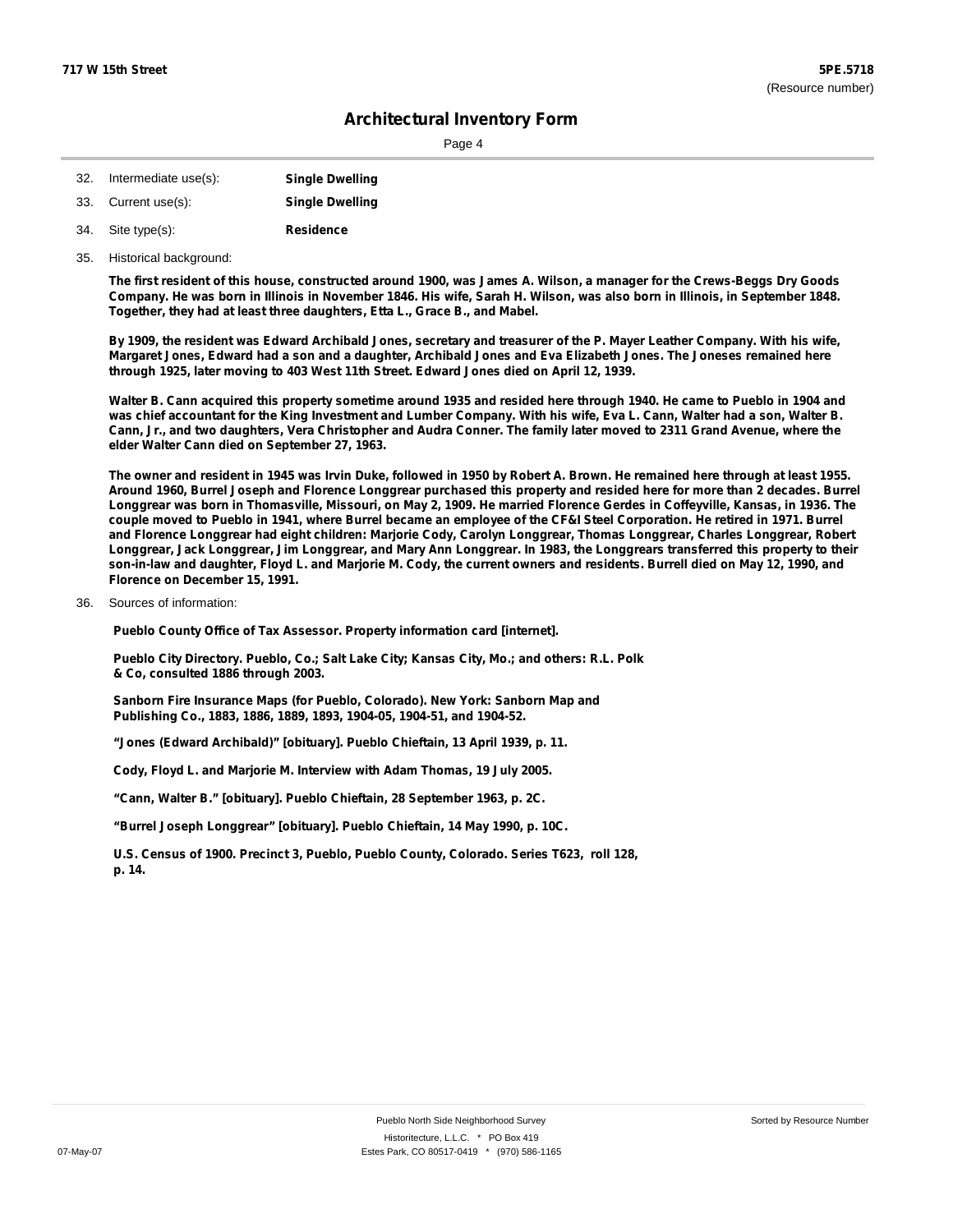# Architectural Inventory Form

32. Intermediate use(s): **Single Dwelling**

33. Current use(s): **Single Dwelling**

34. Site type(s): **Residence**

35. Historical background:

**The first resident of this house, constructed around 1900, was James A. Wilson, a manager for the Crews-Beggs Dry Goods Company. He was born in Illinois in November 1846. His wife, Sarah H. Wilson, was also born in Illinois, in September 1848. Together, they had at least three daughters, Etta L., Grace B., and Mabel.**

**By 1909, the resident was Edward Archibald Jones, secretary and treasurer of the P. Mayer Leather Company. With his wife, Margaret Jones, Edward had a son and a daughter, Archibald Jones and Eva Elizabeth Jones. The Joneses remained here through 1925, later moving to 403 West 11th Street. Edward Jones died on April 12, 1939.**

**Walter B. Cann acquired this property sometime around 1935 and resided here through 1940. He came to Pueblo in 1904 and was chief accountant for the King Investment and Lumber Company. With his wife, Eva L. Cann, Walter had a son, Walter B. Cann, Jr., and two daughters, Vera Christopher and Audra Conner. The family later moved to 2311 Grand Avenue, where the elder Walter Cann died on September 27, 1963.**

**The owner and resident in 1945 was Irvin Duke, followed in 1950 by Robert A. Brown. He remained here through at least 1955. Around 1960, Burrel Joseph and Florence Longgrear purchased this property and resided here for more than 2 decades. Burrel Longgrear was born in Thomasville, Missouri, on May 2, 1909. He married Florence Gerdes in Coffeyville, Kansas, in 1936. The couple moved to Pueblo in 1941, where Burrel became an employee of the CF&I Steel Corporation. He retired in 1971. Burrel and Florence Longgrear had eight children: Marjorie Cody, Carolyn Longgrear, Thomas Longgrear, Charles Longgrear, Robert Longgrear, Jack Longgrear, Jim Longgrear, and Mary Ann Longgrear. In 1983, the Longgrears transferred this property to their son-in-law and daughter, Floyd L. and Marjorie M. Cody, the current owners and residents. Burrell died on May 12, 1990, and Florence on December 15, 1991.**

36. Sources of information:

**Pueblo County Office of Tax Assessor. Property information card [internet].**

**Pueblo City Directory. Pueblo, Co.; Salt Lake City; Kansas City, Mo.; and others: R.L. Polk & Co, consulted 1886 through 2003.**

**Sanborn Fire Insurance Maps (for Pueblo, Colorado). New York: Sanborn Map and Publishing Co., 1883, 1886, 1889, 1893, 1904-05, 1904-51, and 1904-52.**

**"Jones (Edward Archibald)" [obituary]. Pueblo Chieftain, 13 April 1939, p. 11.**

**Cody, Floyd L. and Marjorie M. Interview with Adam Thomas, 19 July 2005.**

**"Cann, Walter B." [obituary]. Pueblo Chieftain, 28 September 1963, p. 2C.**

**"Burrel Joseph Longgrear" [obituary]. Pueblo Chieftain, 14 May 1990, p. 10C.**

**U.S. Census of 1900. Precinct 3, Pueblo, Pueblo County, Colorado. Series T623, roll 128, p. 14.**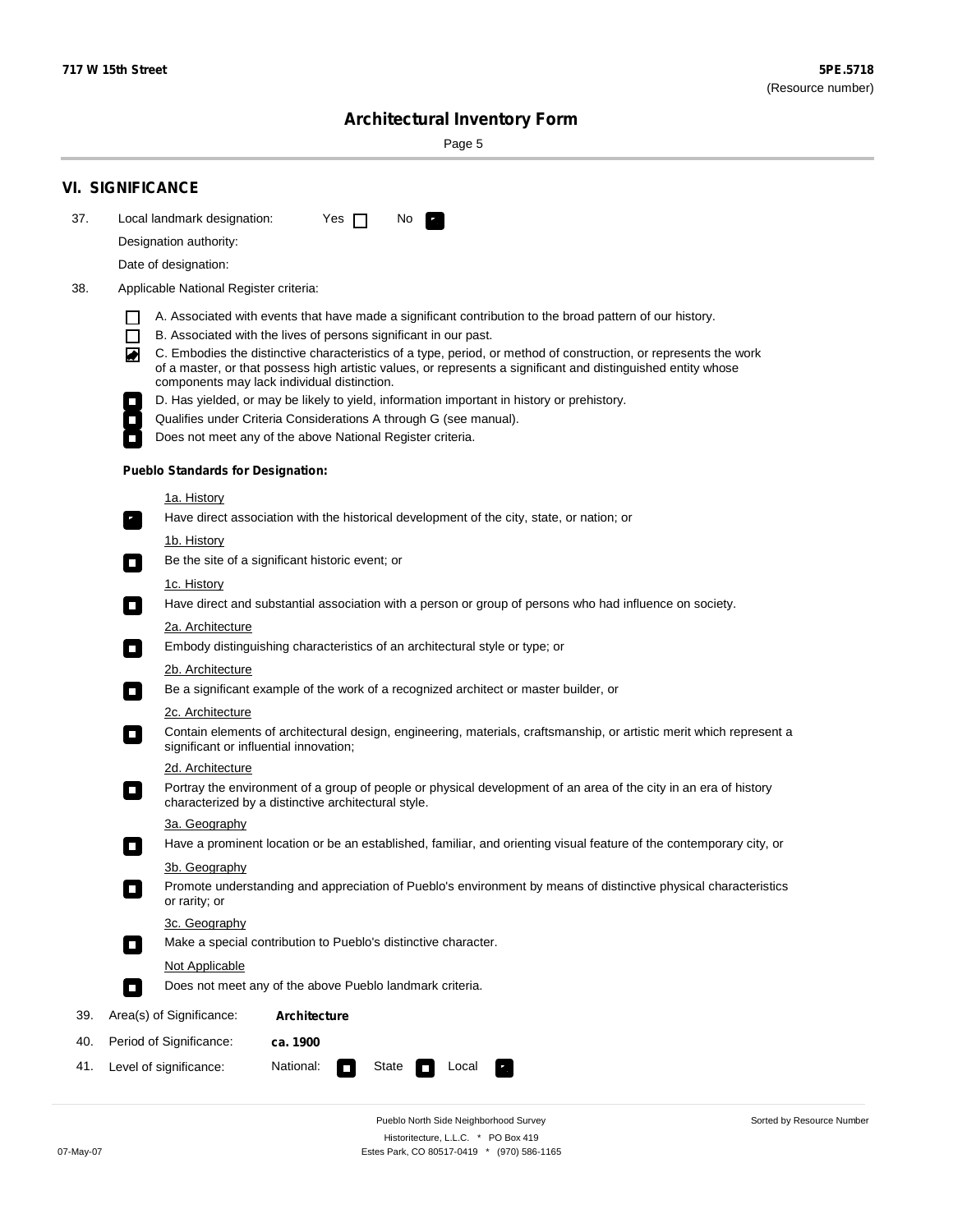## VI. SIGNIFICANCE

37. Local landmark designation: Yes ☐ No ☑

Designation authority:

Date of designation:

38. Applicable National Register criteria:

☐ A. Associated with events that have made a significant contribution to the broad pattern of our history.

☐ B. Associated with the lives of persons significant in our past.

☑ C. Embodies the distinctive characteristics of a type, period, or method of construction, or represents the work of a master, or that possess high artistic values, or represents a significant and distinguished entity whose components may lack individual distinction.

☐ D. Has yielded, or may be likely to yield, information important in history or prehistory.

☐ Qualifies under Criteria Considerations A through G (see manual).

☐ Does not meet any of the above National Register criteria.

**Pueblo Standards for Designation:**

1a. History

☑ Have direct association with the historical development of the city, state, or nation; or

1b. History

☐ Be the site of a significant historic event; or

1c. History

☐ Have direct and substantial association with a person or group of persons who had influence on society.

2a. Architecture

☐ Embody distinguishing characteristics of an architectural style or type; or

2b. Architecture

☐ Be a significant example of the work of a recognized architect or master builder, or

2c. Architecture

☐ Contain elements of architectural design, engineering, materials, craftsmanship, or artistic merit which represent a significant or influential innovation;

2d. Architecture

☐ Portray the environment of a group of people or physical development of an area of the city in an era of history characterized by a distinctive architectural style.

3a. Geography

☐ Have a prominent location or be an established, familiar, and orienting visual feature of the contemporary city, or

3b. Geography

☐ Promote understanding and appreciation of Pueblo's environment by means of distinctive physical characteristics or rarity; or

3c. Geography

☐ Make a special contribution to Pueblo's distinctive character.

Not Applicable

☐ Does not meet any of the above Pueblo landmark criteria.

39. Area(s) of Significance: **Architecture**

40. Period of Significance: **ca. 1900**

41. Level of significance: National: ☐ State ☐ Local ☑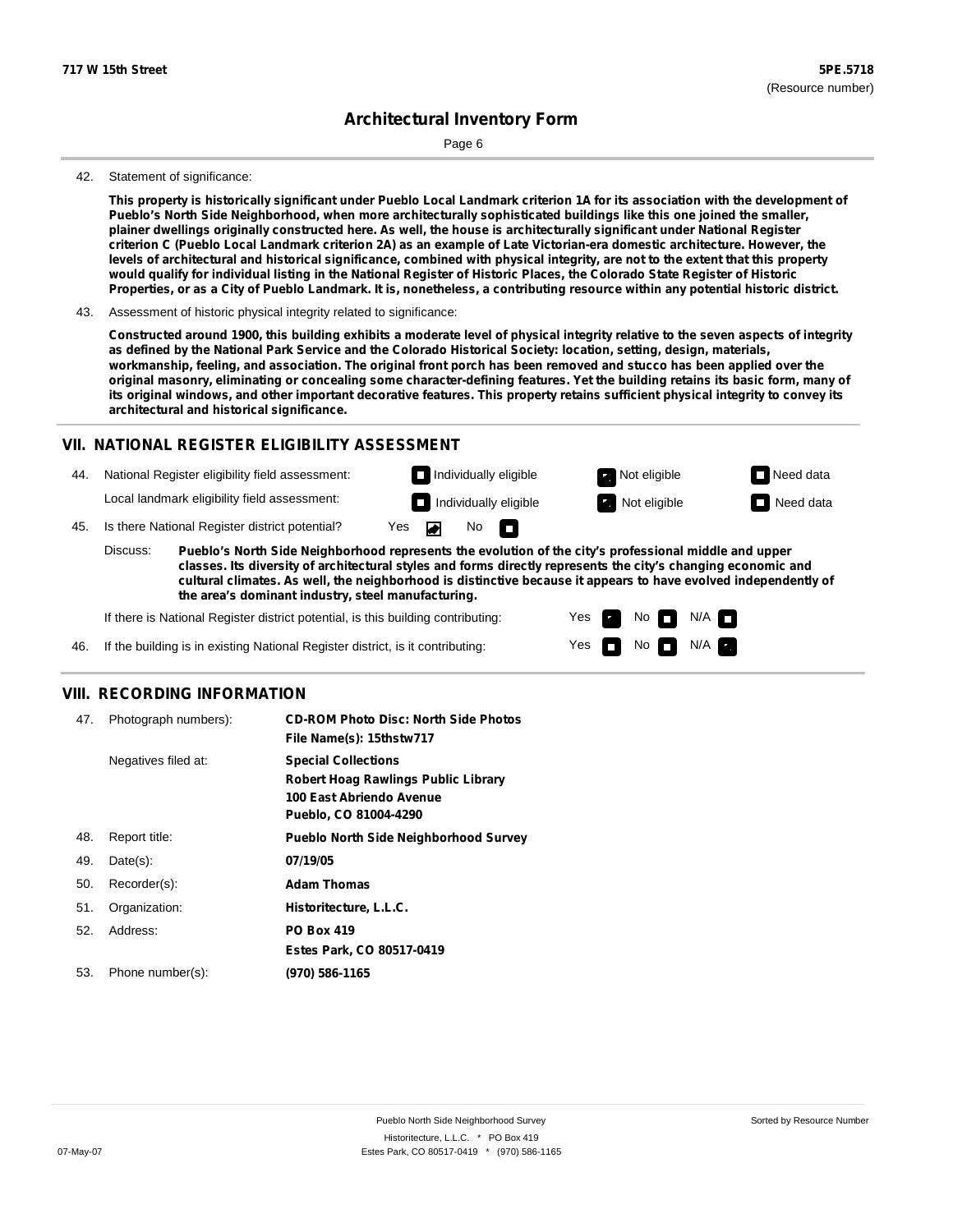**717 W 15th Street** **5PE.5718**
(Resource number)

# Architectural Inventory Form

42. Statement of significance:

**This property is historically significant under Pueblo Local Landmark criterion 1A for its association with the development of Pueblo's North Side Neighborhood, when more architecturally sophisticated buildings like this one joined the smaller, plainer dwellings originally constructed here. As well, the house is architecturally significant under National Register criterion C (Pueblo Local Landmark criterion 2A) as an example of Late Victorian-era domestic architecture. However, the levels of architectural and historical significance, combined with physical integrity, are not to the extent that this property would qualify for individual listing in the National Register of Historic Places, the Colorado State Register of Historic Properties, or as a City of Pueblo Landmark. It is, nonetheless, a contributing resource within any potential historic district.**

43. Assessment of historic physical integrity related to significance:

**Constructed around 1900, this building exhibits a moderate level of physical integrity relative to the seven aspects of integrity as defined by the National Park Service and the Colorado Historical Society: location, setting, design, materials, workmanship, feeling, and association. The original front porch has been removed and stucco has been applied over the original masonry, eliminating or concealing some character-defining features. Yet the building retains its basic form, many of its original windows, and other important decorative features. This property retains sufficient physical integrity to convey its architectural and historical significance.**

## VII. NATIONAL REGISTER ELIGIBILITY ASSESSMENT

44. National Register eligibility field assessment: ☐ Individually eligible ☑ Not eligible ☐ Need data

Local landmark eligibility field assessment: ☐ Individually eligible ☑ Not eligible ☐ Need data

45. Is there National Register district potential? Yes ☑ No ☐

Discuss: **Pueblo's North Side Neighborhood represents the evolution of the city's professional middle and upper classes. Its diversity of architectural styles and forms directly represents the city's changing economic and cultural climates. As well, the neighborhood is distinctive because it appears to have evolved independently of the area's dominant industry, steel manufacturing.**

If there is National Register district potential, is this building contributing: Yes ☑ No ☐ N/A ☐

46. If the building is in existing National Register district, is it contributing: Yes ☐ No ☐ N/A ☑

## VIII. RECORDING INFORMATION

47. Photograph numbers): **CD-ROM Photo Disc: North Side Photos**
**File Name(s): 15thstw717**

Negatives filed at: **Special Collections**
**Robert Hoag Rawlings Public Library**
**100 East Abriendo Avenue**
**Pueblo, CO 81004-4290**

48. Report title: **Pueblo North Side Neighborhood Survey**

49. Date(s): **07/19/05**

50. Recorder(s): **Adam Thomas**

51. Organization: **Historitecture, L.L.C.**

52. Address: **PO Box 419**
**Estes Park, CO 80517-0419**

53. Phone number(s): **(970) 586-1165**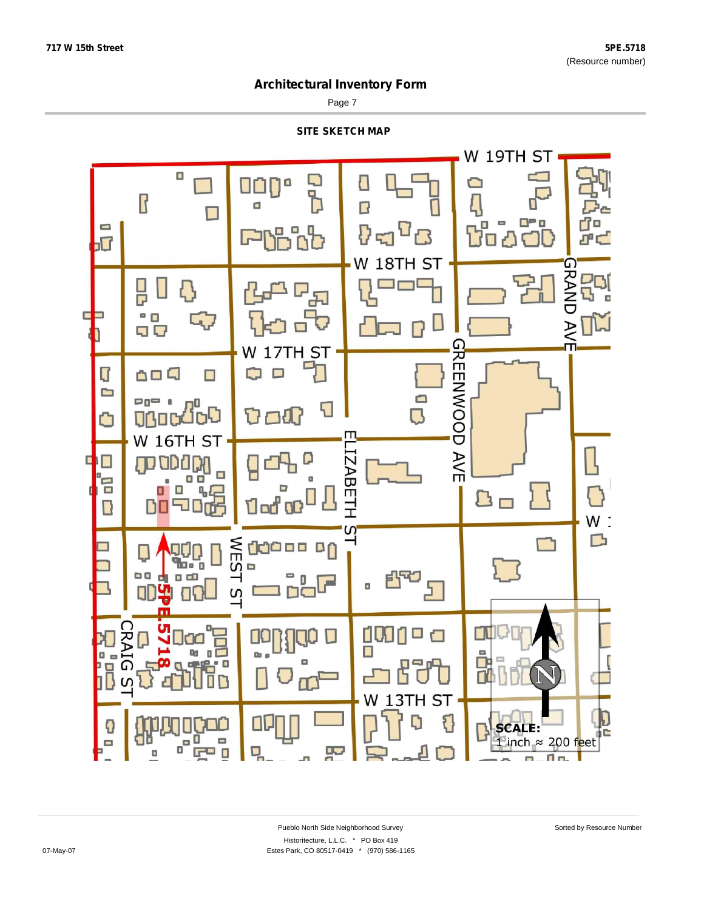# Architectural Inventory Form

## SITE SKETCH MAP

W 19TH ST

W 18TH ST

W 17TH ST

W 16TH ST

W 13TH ST

GRAND AVE

GREENWOOD AVE

ELIZABETH ST

WEST ST

CRAIG ST

5PE.5718

SCALE:
1 inch ≈ 200 feet

N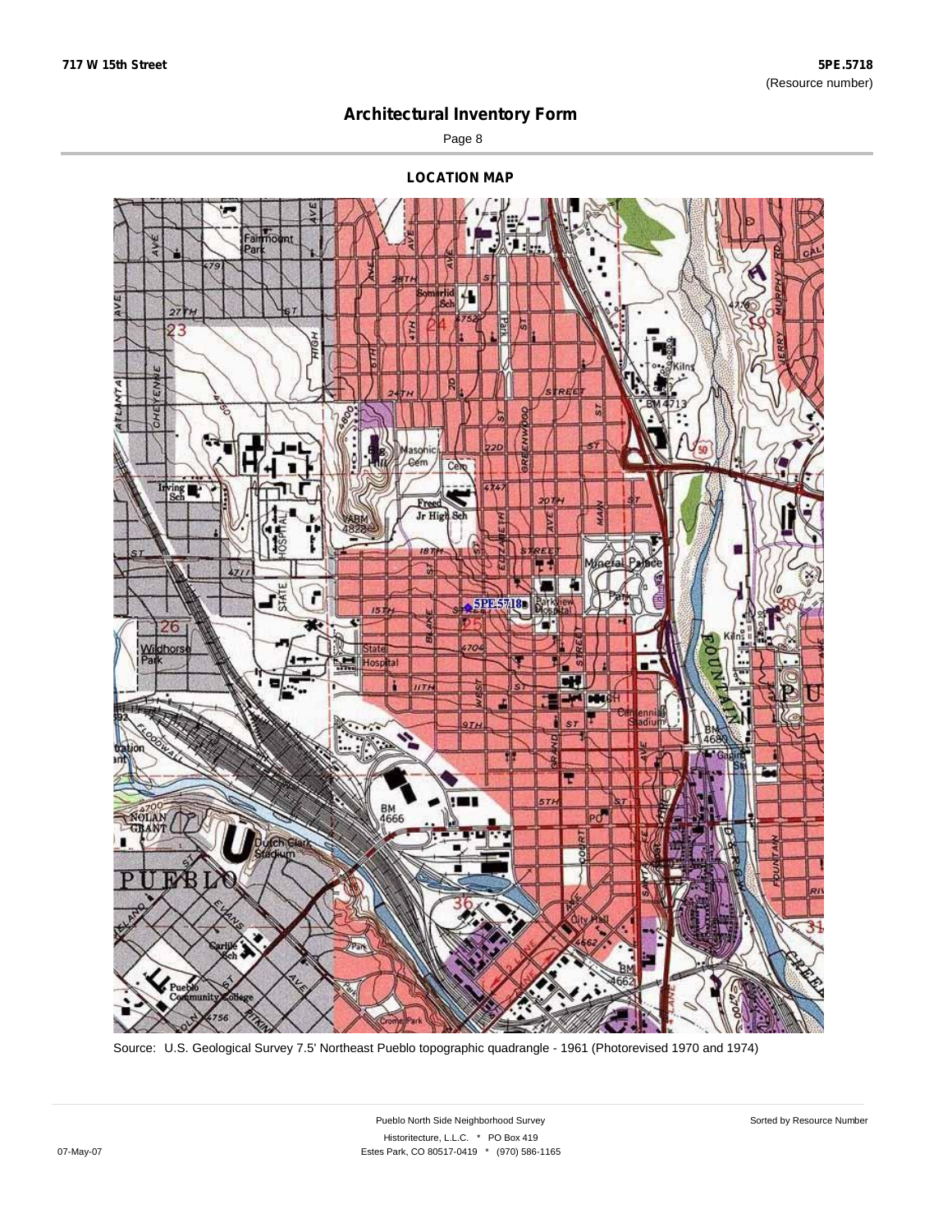# Architectural Inventory Form

## LOCATION MAP

Source: U.S. Geological Survey 7.5' Northeast Pueblo topographic quadrangle - 1961 (Photorevised 1970 and 1974)